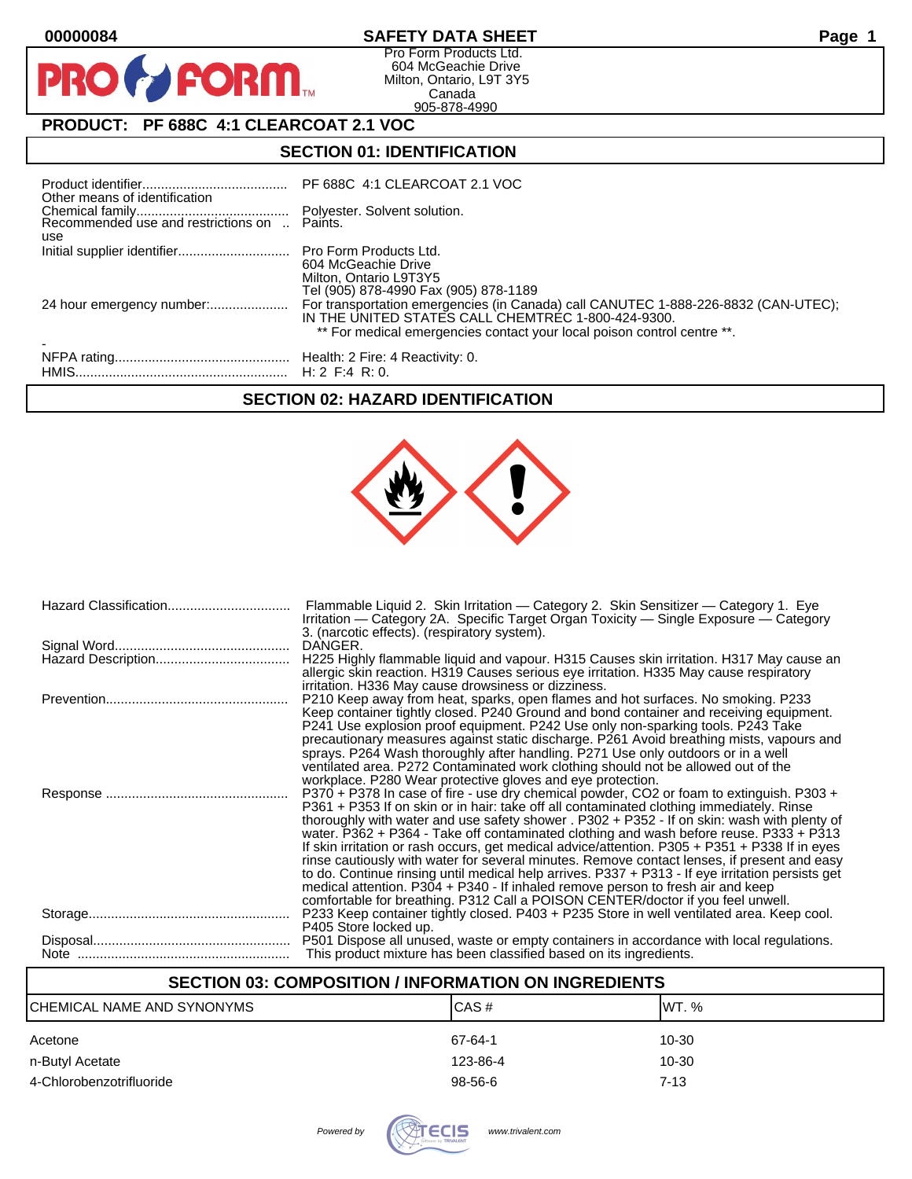00000084 **SAFETY DATA SHEET**

Pro Form Products Ltd.
604 McGeachie Drive
Milton, Ontario, L9T 3Y5
Canada
905-878-4990

## PRODUCT: PF 688C 4:1 CLEARCOAT 2.1 VOC

## SECTION 01: IDENTIFICATION

| | |
|---|---|
| Product identifier....................................... | PF 688C 4:1 CLEARCOAT 2.1 VOC |
| Other means of identification | |
| Chemical family......................................... | Polyester. Solvent solution. |
| Recommended use and restrictions on use | Paints. |
| Initial supplier identifier.............................. | Pro Form Products Ltd.<br>604 McGeachie Drive<br>Milton, Ontario L9T3Y5<br>Tel (905) 878-4990 Fax (905) 878-1189 |
| 24 hour emergency number:...................... | For transportation emergencies (in Canada) call CANUTEC 1-888-226-8832 (CAN-UTEC); IN THE UNITED STATES CALL CHEMTREC 1-800-424-9300.<br>** For medical emergencies contact your local poison control centre **. |
| - | |
| NFPA rating............................................... | Health: 2 Fire: 4 Reactivity: 0. |
| HMIS......................................................... | H: 2 F:4 R: 0. |

## SECTION 02: HAZARD IDENTIFICATION

| | |
|---|---|
| Hazard Classification................................. | Flammable Liquid 2. Skin Irritation — Category 2. Skin Sensitizer — Category 1. Eye Irritation — Category 2A. Specific Target Organ Toxicity — Single Exposure — Category 3. (narcotic effects). (respiratory system). |
| Signal Word............................................... | DANGER. |
| Hazard Description................................... | H225 Highly flammable liquid and vapour. H315 Causes skin irritation. H317 May cause an allergic skin reaction. H319 Causes serious eye irritation. H335 May cause respiratory irritation. H336 May cause drowsiness or dizziness. |
| Prevention................................................. | P210 Keep away from heat, sparks, open flames and hot surfaces. No smoking. P233 Keep container tightly closed. P240 Ground and bond container and receiving equipment. P241 Use explosion proof equipment. P242 Use only non-sparking tools. P243 Take precautionary measures against static discharge. P261 Avoid breathing mists, vapours and sprays. P264 Wash thoroughly after handling. P271 Use only outdoors or in a well ventilated area. P272 Contaminated work clothing should not be allowed out of the workplace. P280 Wear protective gloves and eye protection. |
| Response ................................................. | P370 + P378 In case of fire - use dry chemical powder, CO2 or foam to extinguish. P303 + P361 + P353 If on skin or in hair: take off all contaminated clothing immediately. Rinse thoroughly with water and use safety shower . P302 + P352 - If on skin: wash with plenty of water. P362 + P364 - Take off contaminated clothing and wash before reuse. P333 + P313 If skin irritation or rash occurs, get medical advice/attention. P305 + P351 + P338 If in eyes rinse cautiously with water for several minutes. Remove contact lenses, if present and easy to do. Continue rinsing until medical help arrives. P337 + P313 - If eye irritation persists get medical attention. P304 + P340 - If inhaled remove person to fresh air and keep comfortable for breathing. P312 Call a POISON CENTER/doctor if you feel unwell. |
| Storage...................................................... | P233 Keep container tightly closed. P403 + P235 Store in well ventilated area. Keep cool. P405 Store locked up. |
| Disposal..................................................... | P501 Dispose all unused, waste or empty containers in accordance with local regulations. |
| Note ......................................................... | This product mixture has been classified based on its ingredients. |

## SECTION 03: COMPOSITION / INFORMATION ON INGREDIENTS

| CHEMICAL NAME AND SYNONYMS | CAS # | WT. % |
|---|---|---|
| Acetone | 67-64-1 | 10-30 |
| n-Butyl Acetate | 123-86-4 | 10-30 |
| 4-Chlorobenzotrifluoride | 98-56-6 | 7-13 |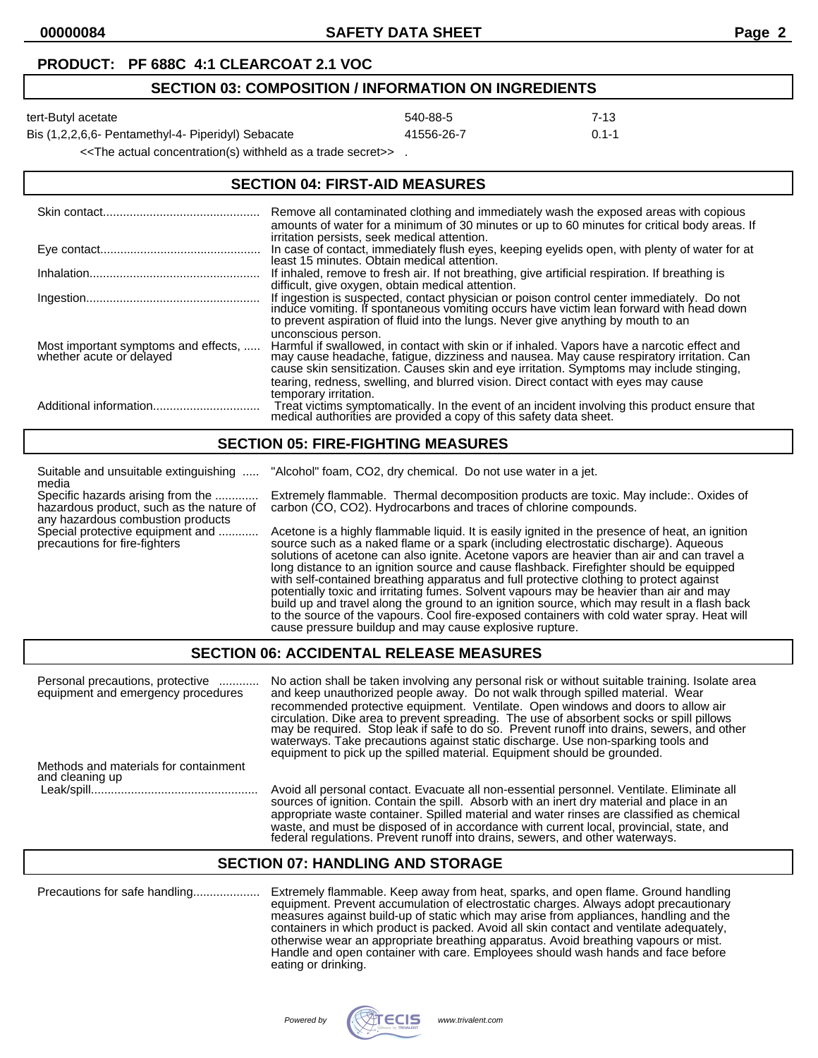**PRODUCT: PF 688C 4:1 CLEARCOAT 2.1 VOC**

## SECTION 03: COMPOSITION / INFORMATION ON INGREDIENTS

| | | |
|---|---|---|
| tert-Butyl acetate | 540-88-5 | 7-13 |
| Bis (1,2,2,6,6- Pentamethyl-4- Piperidyl) Sebacate | 41556-26-7 | 0.1-1 |

<<The actual concentration(s) withheld as a trade secret>> .

## SECTION 04: FIRST-AID MEASURES

**Skin contact:** Remove all contaminated clothing and immediately wash the exposed areas with copious amounts of water for a minimum of 30 minutes or up to 60 minutes for critical body areas. If irritation persists, seek medical attention.

**Eye contact:** In case of contact, immediately flush eyes, keeping eyelids open, with plenty of water for at least 15 minutes. Obtain medical attention.

**Inhalation:** If inhaled, remove to fresh air. If not breathing, give artificial respiration. If breathing is difficult, give oxygen, obtain medical attention.

**Ingestion:** If ingestion is suspected, contact physician or poison control center immediately. Do not induce vomiting. If spontaneous vomiting occurs have victim lean forward with head down to prevent aspiration of fluid into the lungs. Never give anything by mouth to an unconscious person.

**Most important symptoms and effects, whether acute or delayed:** Harmful if swallowed, in contact with skin or if inhaled. Vapors have a narcotic effect and may cause headache, fatigue, dizziness and nausea. May cause respiratory irritation. Can cause skin sensitization. Causes skin and eye irritation. Symptoms may include stinging, tearing, redness, swelling, and blurred vision. Direct contact with eyes may cause temporary irritation.

**Additional information:** Treat victims symptomatically. In the event of an incident involving this product ensure that medical authorities are provided a copy of this safety data sheet.

## SECTION 05: FIRE-FIGHTING MEASURES

**Suitable and unsuitable extinguishing media:** "Alcohol" foam, $CO_2$, dry chemical. Do not use water in a jet.

**Specific hazards arising from the hazardous product, such as the nature of any hazardous combustion products:** Extremely flammable. Thermal decomposition products are toxic. May include:. Oxides of carbon (CO, $CO_2$). Hydrocarbons and traces of chlorine compounds.

**Special protective equipment and precautions for fire-fighters:** Acetone is a highly flammable liquid. It is easily ignited in the presence of heat, an ignition source such as a naked flame or a spark (including electrostatic discharge). Aqueous solutions of acetone can also ignite. Acetone vapors are heavier than air and can travel a long distance to an ignition source and cause flashback. Firefighter should be equipped with self-contained breathing apparatus and full protective clothing to protect against potentially toxic and irritating fumes. Solvent vapours may be heavier than air and may build up and travel along the ground to an ignition source, which may result in a flash back to the source of the vapours. Cool fire-exposed containers with cold water spray. Heat will cause pressure buildup and may cause explosive rupture.

## SECTION 06: ACCIDENTAL RELEASE MEASURES

**Personal precautions, protective equipment and emergency procedures:** No action shall be taken involving any personal risk or without suitable training. Isolate area and keep unauthorized people away. Do not walk through spilled material. Wear recommended protective equipment. Ventilate. Open windows and doors to allow air circulation. Dike area to prevent spreading. The use of absorbent socks or spill pillows may be required. Stop leak if safe to do so. Prevent runoff into drains, sewers, and other waterways. Take precautions against static discharge. Use non-sparking tools and equipment to pick up the spilled material. Equipment should be grounded.

**Methods and materials for containment and cleaning up**

**Leak/spill:** Avoid all personal contact. Evacuate all non-essential personnel. Ventilate. Eliminate all sources of ignition. Contain the spill. Absorb with an inert dry material and place in an appropriate waste container. Spilled material and water rinses are classified as chemical waste, and must be disposed of in accordance with current local, provincial, state, and federal regulations. Prevent runoff into drains, sewers, and other waterways.

## SECTION 07: HANDLING AND STORAGE

**Precautions for safe handling:** Extremely flammable. Keep away from heat, sparks, and open flame. Ground handling equipment. Prevent accumulation of electrostatic charges. Always adopt precautionary measures against build-up of static which may arise from appliances, handling and the containers in which product is packed. Avoid all skin contact and ventilate adequately, otherwise wear an appropriate breathing apparatus. Avoid breathing vapours or mist. Handle and open container with care. Employees should wash hands and face before eating or drinking.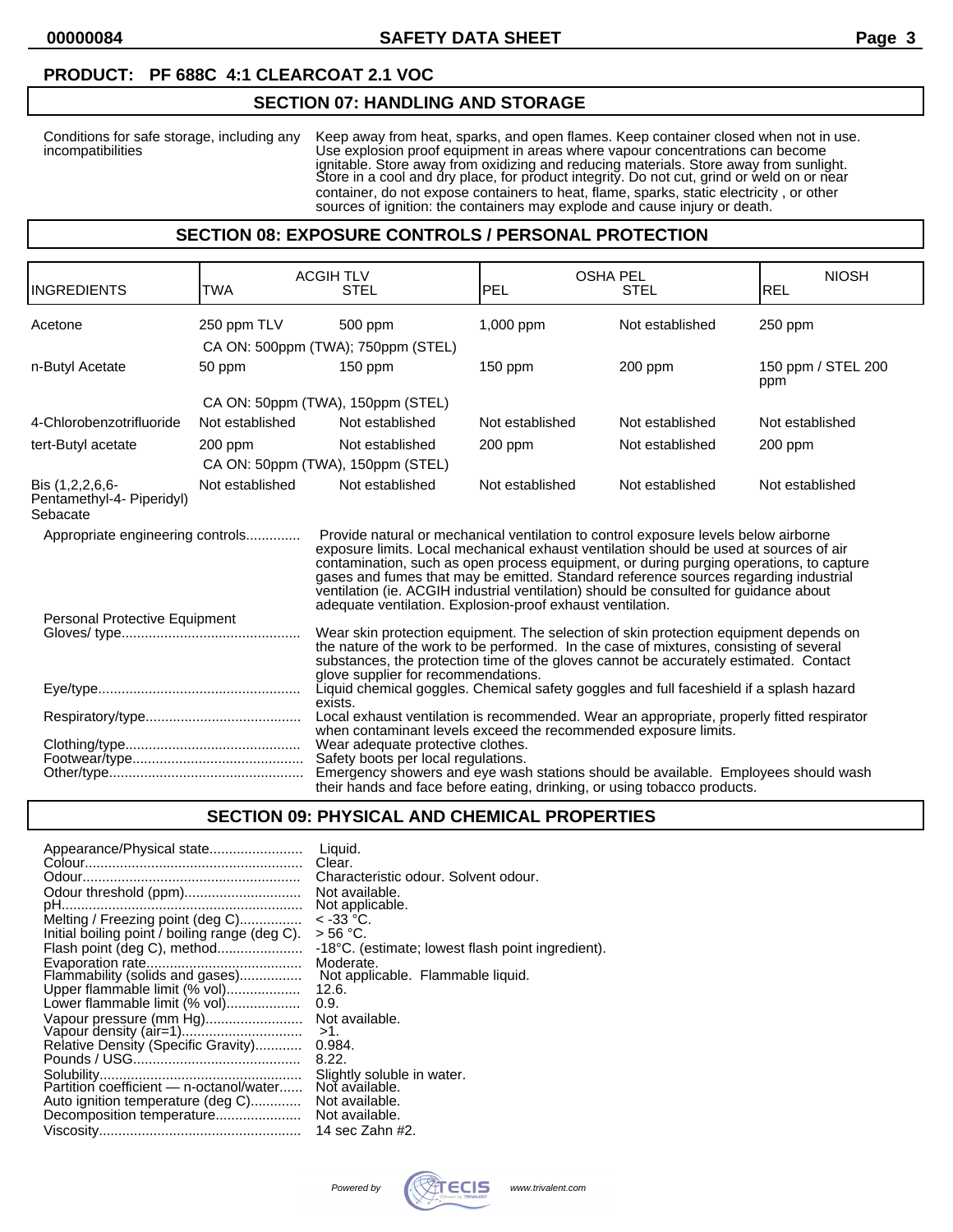**PRODUCT: PF 688C 4:1 CLEARCOAT 2.1 VOC**

## SECTION 07: HANDLING AND STORAGE

Conditions for safe storage, including any incompatibilities — Keep away from heat, sparks, and open flames. Keep container closed when not in use. Use explosion proof equipment in areas where vapour concentrations can become ignitable. Store away from oxidizing and reducing materials. Store away from sunlight. Store in a cool and dry place, for product integrity. Do not cut, grind or weld on or near container, do not expose containers to heat, flame, sparks, static electricity , or other sources of ignition: the containers may explode and cause injury or death.

## SECTION 08: EXPOSURE CONTROLS / PERSONAL PROTECTION

| INGREDIENTS | ACGIH TLV | | OSHA PEL | | NIOSH |
|---|---|---|---|---|---|
| | TWA | STEL | PEL | STEL | REL |
| Acetone | 250 ppm TLV | 500 ppm | 1,000 ppm | Not established | 250 ppm |
| | CA ON: 500ppm (TWA); 750ppm (STEL) | | | | |
| n-Butyl Acetate | 50 ppm | 150 ppm | 150 ppm | 200 ppm | 150 ppm / STEL 200 ppm |
| | CA ON: 50ppm (TWA), 150ppm (STEL) | | | | |
| 4-Chlorobenzotrifluoride | Not established | Not established | Not established | Not established | Not established |
| tert-Butyl acetate | 200 ppm | Not established | 200 ppm | Not established | 200 ppm |
| | CA ON: 50ppm (TWA), 150ppm (STEL) | | | | |
| Bis (1,2,2,6,6-Pentamethyl-4- Piperidyl) Sebacate | Not established | Not established | Not established | Not established | Not established |

Appropriate engineering controls.............. Provide natural or mechanical ventilation to control exposure levels below airborne exposure limits. Local mechanical exhaust ventilation should be used at sources of air contamination, such as open process equipment, or during purging operations, to capture gases and fumes that may be emitted. Standard reference sources regarding industrial ventilation (ie. ACGIH industrial ventilation) should be consulted for guidance about adequate ventilation. Explosion-proof exhaust ventilation.

Personal Protective Equipment

Gloves/ type............................................. Wear skin protection equipment. The selection of skin protection equipment depends on the nature of the work to be performed. In the case of mixtures, consisting of several substances, the protection time of the gloves cannot be accurately estimated. Contact glove supplier for recommendations.

Eye/type................................................... Liquid chemical goggles. Chemical safety goggles and full faceshield if a splash hazard exists.

Respiratory/type........................................ Local exhaust ventilation is recommended. Wear an appropriate, properly fitted respirator when contaminant levels exceed the recommended exposure limits.

Clothing/type............................................ Wear adequate protective clothes.

Footwear/type........................................... Safety boots per local regulations.

Other/type................................................ Emergency showers and eye wash stations should be available. Employees should wash their hands and face before eating, drinking, or using tobacco products.

## SECTION 09: PHYSICAL AND CHEMICAL PROPERTIES

Appearance/Physical state........................ Liquid.
Colour....................................................... Clear.
Odour........................................................ Characteristic odour. Solvent odour.
Odour threshold (ppm).............................. Not available.
pH............................................................. Not applicable.
Melting / Freezing point (deg C)................ < -33 °C.
Initial boiling point / boiling range (deg C). > 56 °C.
Flash point (deg C), method...................... -18°C. (estimate; lowest flash point ingredient).
Evaporation rate........................................ Moderate.
Flammability (solids and gases)................ Not applicable. Flammable liquid.
Upper flammable limit (% vol)................... 12.6.
Lower flammable limit (% vol)................... 0.9.
Vapour pressure (mm Hg)......................... Not available.
Vapour density (air=1).............................. >1.
Relative Density (Specific Gravity)............ 0.984.
Pounds / USG........................................... 8.22.
Solubility................................................... Slightly soluble in water.
Partition coefficient — n-octanol/water...... Not available.
Auto ignition temperature (deg C)............. Not available.
Decomposition temperature...................... Not available.
Viscosity................................................... 14 sec Zahn #2.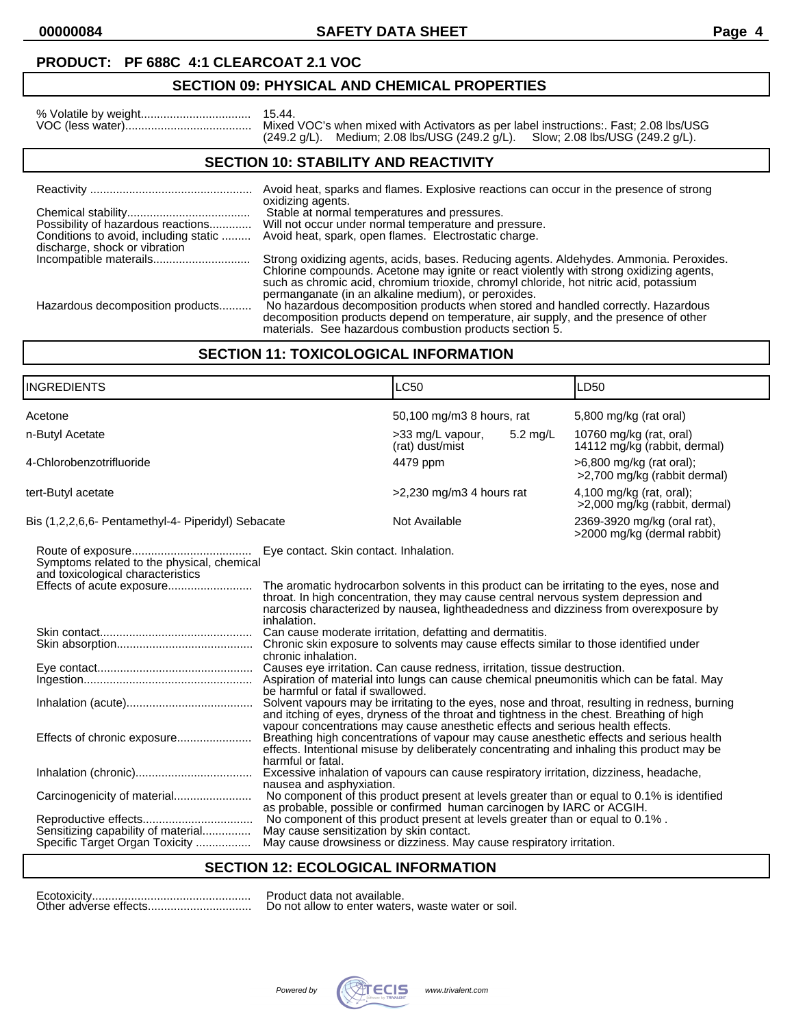**PRODUCT: PF 688C 4:1 CLEARCOAT 2.1 VOC**

## SECTION 09: PHYSICAL AND CHEMICAL PROPERTIES

% Volatile by weight.................................. 15.44.
VOC (less water)....................................... Mixed VOC's when mixed with Activators as per label instructions:. Fast; 2.08 lbs/USG (249.2 g/L). Medium; 2.08 lbs/USG (249.2 g/L). Slow; 2.08 lbs/USG (249.2 g/L).

## SECTION 10: STABILITY AND REACTIVITY

Reactivity .................................................. Avoid heat, sparks and flames. Explosive reactions can occur in the presence of strong oxidizing agents.
Chemical stability...................................... Stable at normal temperatures and pressures.
Possibility of hazardous reactions............. Will not occur under normal temperature and pressure.
Conditions to avoid, including static discharge, shock or vibration ......... Avoid heat, spark, open flames. Electrostatic charge.
Incompatible materails............................. Strong oxidizing agents, acids, bases. Reducing agents. Aldehydes. Ammonia. Peroxides. Chlorine compounds. Acetone may ignite or react violently with strong oxidizing agents, such as chromic acid, chromium trioxide, chromyl chloride, hot nitric acid, potassium permanganate (in an alkaline medium), or peroxides.
Hazardous decomposition products.......... No hazardous decomposition products when stored and handled correctly. Hazardous decomposition products depend on temperature, air supply, and the presence of other materials. See hazardous combustion products section 5.

## SECTION 11: TOXICOLOGICAL INFORMATION

| INGREDIENTS | LC50 | LD50 |
|---|---|---|
| Acetone | 50,100 mg/m3 8 hours, rat | 5,800 mg/kg (rat oral) |
| n-Butyl Acetate | >33 mg/L vapour, 5.2 mg/L (rat) dust/mist | 10760 mg/kg (rat, oral) 14112 mg/kg (rabbit, dermal) |
| 4-Chlorobenzotrifluoride | 4479 ppm | >6,800 mg/kg (rat oral); >2,700 mg/kg (rabbit dermal) |
| tert-Butyl acetate | >2,230 mg/m3 4 hours rat | 4,100 mg/kg (rat, oral); >2,000 mg/kg (rabbit, dermal) |
| Bis (1,2,2,6,6- Pentamethyl-4- Piperidyl) Sebacate | Not Available | 2369-3920 mg/kg (oral rat), >2000 mg/kg (dermal rabbit) |

Route of exposure..................................... Eye contact. Skin contact. Inhalation.
Symptoms related to the physical, chemical and toxicological characteristics
Effects of acute exposure.......................... The aromatic hydrocarbon solvents in this product can be irritating to the eyes, nose and throat. In high concentration, they may cause central nervous system depression and narcosis characterized by nausea, lightheadedness and dizziness from overexposure by inhalation.
Skin contact............................................... Can cause moderate irritation, defatting and dermatitis.
Skin absorption.......................................... Chronic skin exposure to solvents may cause effects similar to those identified under chronic inhalation.
Eye contact................................................. Causes eye irritation. Can cause redness, irritation, tissue destruction.
Ingestion.................................................... Aspiration of material into lungs can cause chemical pneumonitis which can be fatal. May be harmful or fatal if swallowed.
Inhalation (acute)....................................... Solvent vapours may be irritating to the eyes, nose and throat, resulting in redness, burning and itching of eyes, dryness of the throat and tightness in the chest. Breathing of high vapour concentrations may cause anesthetic effects and serious health effects.
Effects of chronic exposure....................... Breathing high concentrations of vapour may cause anesthetic effects and serious health effects. Intentional misuse by deliberately concentrating and inhaling this product may be harmful or fatal.
Inhalation (chronic).................................... Excessive inhalation of vapours can cause respiratory irritation, dizziness, headache, nausea and asphyxiation.
Carcinogenicity of material........................ No component of this product present at levels greater than or equal to 0.1% is identified as probable, possible or confirmed human carcinogen by IARC or ACGIH.
Reproductive effects.................................. No component of this product present at levels greater than or equal to 0.1% .
Sensitizing capability of material............... May cause sensitization by skin contact.
Specific Target Organ Toxicity ................. May cause drowsiness or dizziness. May cause respiratory irritation.

## SECTION 12: ECOLOGICAL INFORMATION

Ecotoxicity................................................. Product data not available.
Other adverse effects................................ Do not allow to enter waters, waste water or soil.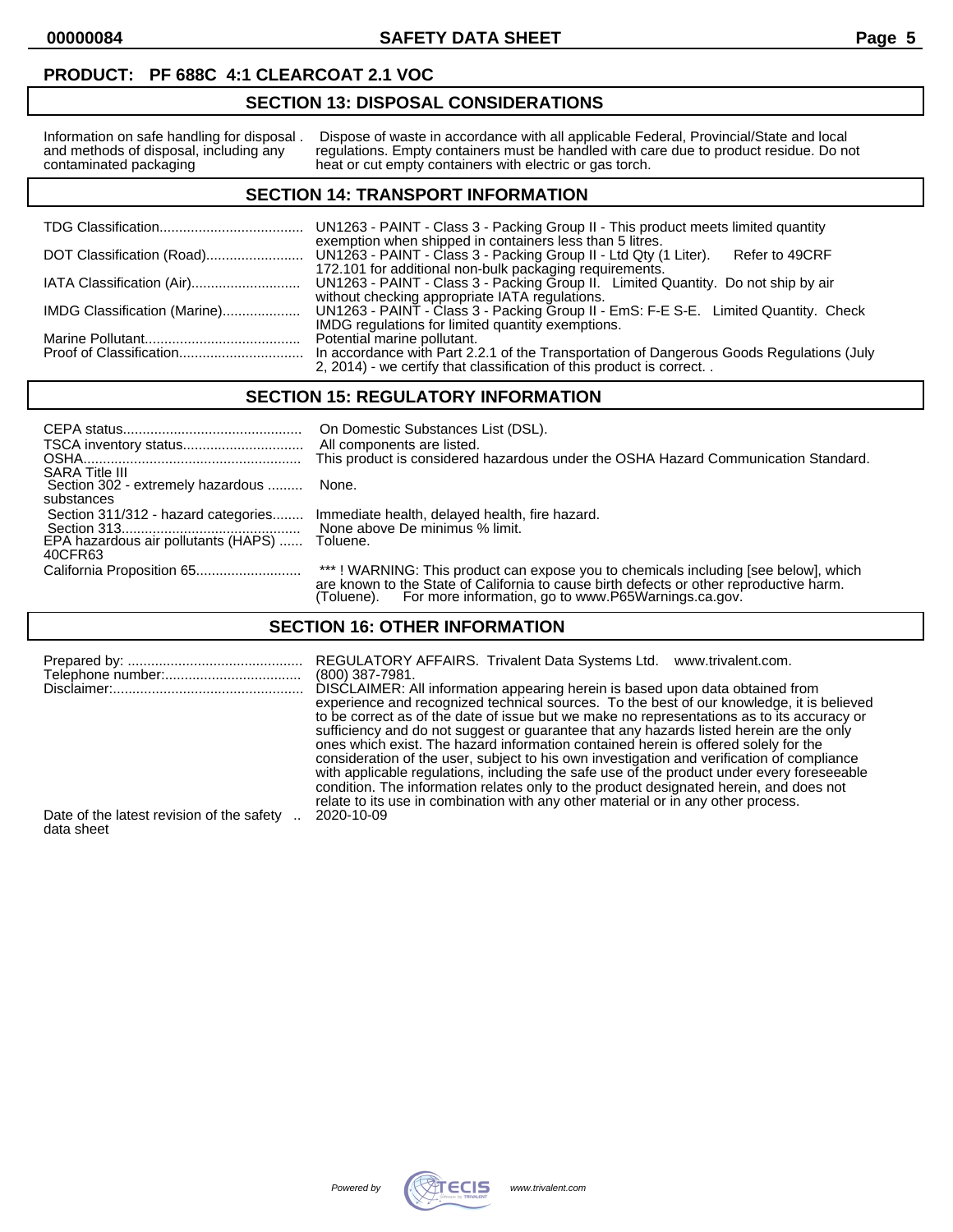**PRODUCT: PF 688C 4:1 CLEARCOAT 2.1 VOC**

## SECTION 13: DISPOSAL CONSIDERATIONS

| | |
|---|---|
| Information on safe handling for disposal . and methods of disposal, including any contaminated packaging | Dispose of waste in accordance with all applicable Federal, Provincial/State and local regulations. Empty containers must be handled with care due to product residue. Do not heat or cut empty containers with electric or gas torch. |

## SECTION 14: TRANSPORT INFORMATION

| | |
|---|---|
| TDG Classification..................................... | UN1263 - PAINT - Class 3 - Packing Group II - This product meets limited quantity exemption when shipped in containers less than 5 litres. |
| DOT Classification (Road)......................... | UN1263 - PAINT - Class 3 - Packing Group II - Ltd Qty (1 Liter). Refer to 49CRF 172.101 for additional non-bulk packaging requirements. |
| IATA Classification (Air)............................ | UN1263 - PAINT - Class 3 - Packing Group II. Limited Quantity. Do not ship by air without checking appropriate IATA regulations. |
| IMDG Classification (Marine).................... | UN1263 - PAINT - Class 3 - Packing Group II - EmS: F-E S-E. Limited Quantity. Check IMDG regulations for limited quantity exemptions. |
| Marine Pollutant........................................ | Potential marine pollutant. |
| Proof of Classification................................ | In accordance with Part 2.2.1 of the Transportation of Dangerous Goods Regulations (July 2, 2014) - we certify that classification of this product is correct. . |

## SECTION 15: REGULATORY INFORMATION

| | |
|---|---|
| CEPA status.............................................. | On Domestic Substances List (DSL). |
| TSCA inventory status............................... | All components are listed. |
| OSHA........................................................ | This product is considered hazardous under the OSHA Hazard Communication Standard. |
| SARA Title III | |
| Section 302 - extremely hazardous ......... substances | None. |
| Section 311/312 - hazard categories........ | Immediate health, delayed health, fire hazard. |
| Section 313............................................. | None above De minimus % limit. |
| EPA hazardous air pollutants (HAPS) ...... 40CFR63 | Toluene. |
| California Proposition 65........................... | *** ! WARNING: This product can expose you to chemicals including [see below], which are known to the State of California to cause birth defects or other reproductive harm. (Toluene). For more information, go to www.P65Warnings.ca.gov. |

## SECTION 16: OTHER INFORMATION

| | |
|---|---|
| Prepared by: ............................................. | REGULATORY AFFAIRS. Trivalent Data Systems Ltd. www.trivalent.com. |
| Telephone number:.................................... | (800) 387-7981. |
| Disclaimer:................................................. | DISCLAIMER: All information appearing herein is based upon data obtained from experience and recognized technical sources. To the best of our knowledge, it is believed to be correct as of the date of issue but we make no representations as to its accuracy or sufficiency and do not suggest or guarantee that any hazards listed herein are the only ones which exist. The hazard information contained herein is offered solely for the consideration of the user, subject to his own investigation and verification of compliance with applicable regulations, including the safe use of the product under every foreseeable condition. The information relates only to the product designated herein, and does not relate to its use in combination with any other material or in any other process. |
| Date of the latest revision of the safety .. data sheet | 2020-10-09 |